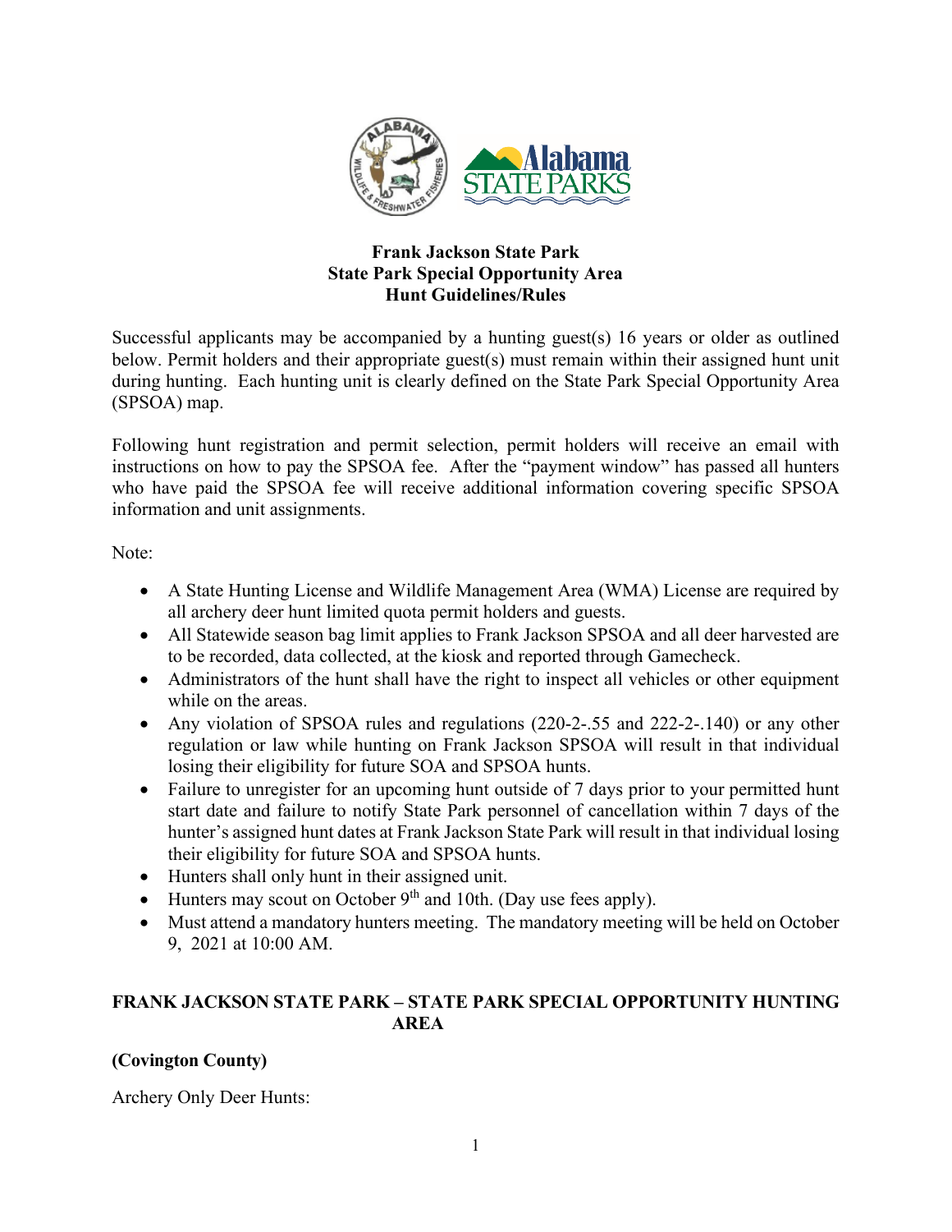**Frank Jackson State Park**
**State Park Special Opportunity Area**
**Hunt Guidelines/Rules**

Successful applicants may be accompanied by a hunting guest(s) 16 years or older as outlined below. Permit holders and their appropriate guest(s) must remain within their assigned hunt unit during hunting. Each hunting unit is clearly defined on the State Park Special Opportunity Area (SPSOA) map.

Following hunt registration and permit selection, permit holders will receive an email with instructions on how to pay the SPSOA fee. After the "payment window" has passed all hunters who have paid the SPSOA fee will receive additional information covering specific SPSOA information and unit assignments.

Note:

- A State Hunting License and Wildlife Management Area (WMA) License are required by all archery deer hunt limited quota permit holders and guests.
- All Statewide season bag limit applies to Frank Jackson SPSOA and all deer harvested are to be recorded, data collected, at the kiosk and reported through Gamecheck.
- Administrators of the hunt shall have the right to inspect all vehicles or other equipment while on the areas.
- Any violation of SPSOA rules and regulations (220-2-.55 and 222-2-.140) or any other regulation or law while hunting on Frank Jackson SPSOA will result in that individual losing their eligibility for future SOA and SPSOA hunts.
- Failure to unregister for an upcoming hunt outside of 7 days prior to your permitted hunt start date and failure to notify State Park personnel of cancellation within 7 days of the hunter's assigned hunt dates at Frank Jackson State Park will result in that individual losing their eligibility for future SOA and SPSOA hunts.
- Hunters shall only hunt in their assigned unit.
- Hunters may scout on October 9th and 10th. (Day use fees apply).
- Must attend a mandatory hunters meeting. The mandatory meeting will be held on October 9, 2021 at 10:00 AM.

**FRANK JACKSON STATE PARK – STATE PARK SPECIAL OPPORTUNITY HUNTING AREA**

**(Covington County)**

Archery Only Deer Hunts: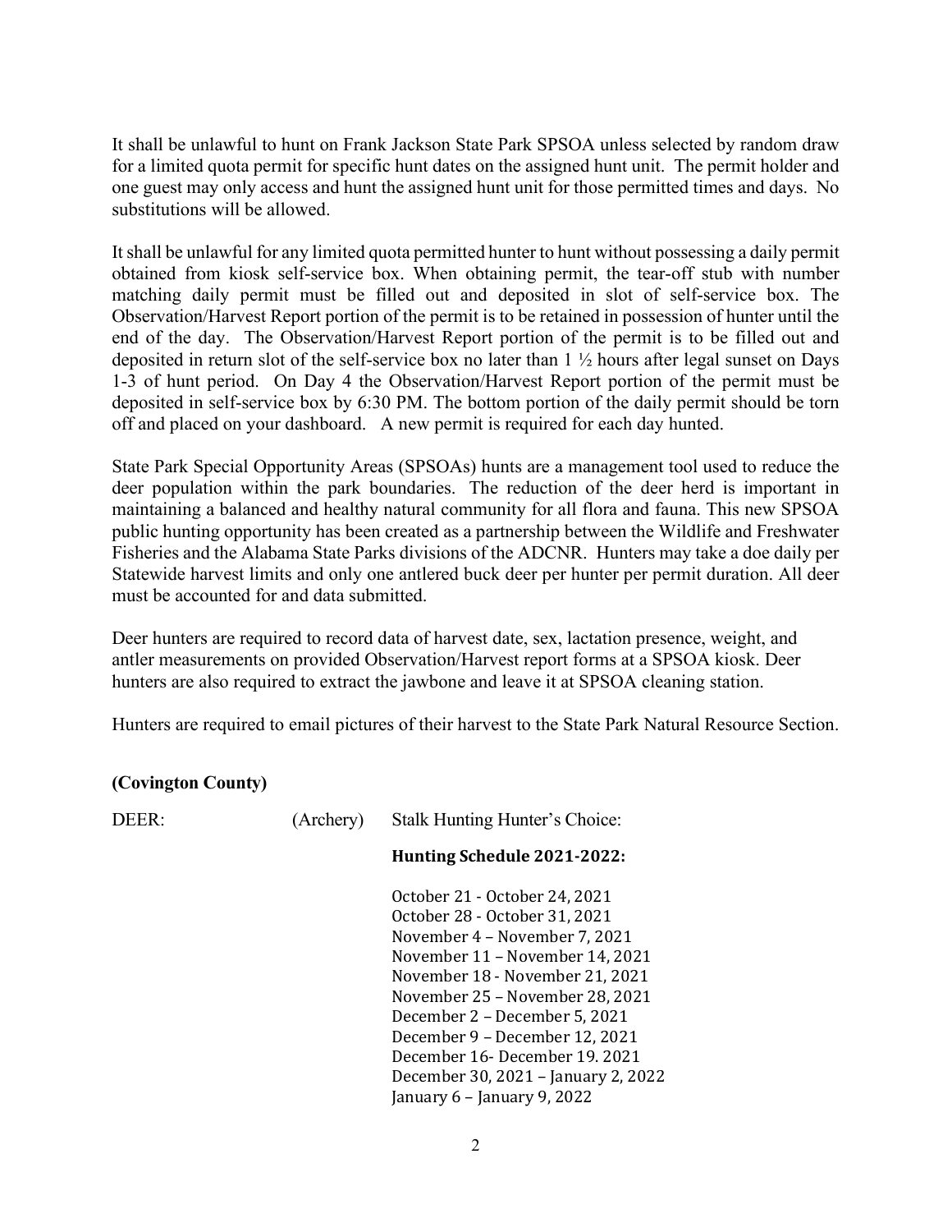It shall be unlawful to hunt on Frank Jackson State Park SPSOA unless selected by random draw for a limited quota permit for specific hunt dates on the assigned hunt unit. The permit holder and one guest may only access and hunt the assigned hunt unit for those permitted times and days. No substitutions will be allowed.

It shall be unlawful for any limited quota permitted hunter to hunt without possessing a daily permit obtained from kiosk self-service box. When obtaining permit, the tear-off stub with number matching daily permit must be filled out and deposited in slot of self-service box. The Observation/Harvest Report portion of the permit is to be retained in possession of hunter until the end of the day. The Observation/Harvest Report portion of the permit is to be filled out and deposited in return slot of the self-service box no later than 1 ½ hours after legal sunset on Days 1-3 of hunt period. On Day 4 the Observation/Harvest Report portion of the permit must be deposited in self-service box by 6:30 PM. The bottom portion of the daily permit should be torn off and placed on your dashboard. A new permit is required for each day hunted.

State Park Special Opportunity Areas (SPSOAs) hunts are a management tool used to reduce the deer population within the park boundaries. The reduction of the deer herd is important in maintaining a balanced and healthy natural community for all flora and fauna. This new SPSOA public hunting opportunity has been created as a partnership between the Wildlife and Freshwater Fisheries and the Alabama State Parks divisions of the ADCNR. Hunters may take a doe daily per Statewide harvest limits and only one antlered buck deer per hunter per permit duration. All deer must be accounted for and data submitted.

Deer hunters are required to record data of harvest date, sex, lactation presence, weight, and antler measurements on provided Observation/Harvest report forms at a SPSOA kiosk. Deer hunters are also required to extract the jawbone and leave it at SPSOA cleaning station.

Hunters are required to email pictures of their harvest to the State Park Natural Resource Section.

**(Covington County)**

DEER: (Archery) Stalk Hunting Hunter's Choice:

**Hunting Schedule 2021-2022:**

October 21 - October 24, 2021
October 28 - October 31, 2021
November 4 – November 7, 2021
November 11 – November 14, 2021
November 18 - November 21, 2021
November 25 – November 28, 2021
December 2 – December 5, 2021
December 9 – December 12, 2021
December 16- December 19. 2021
December 30, 2021 – January 2, 2022
January 6 – January 9, 2022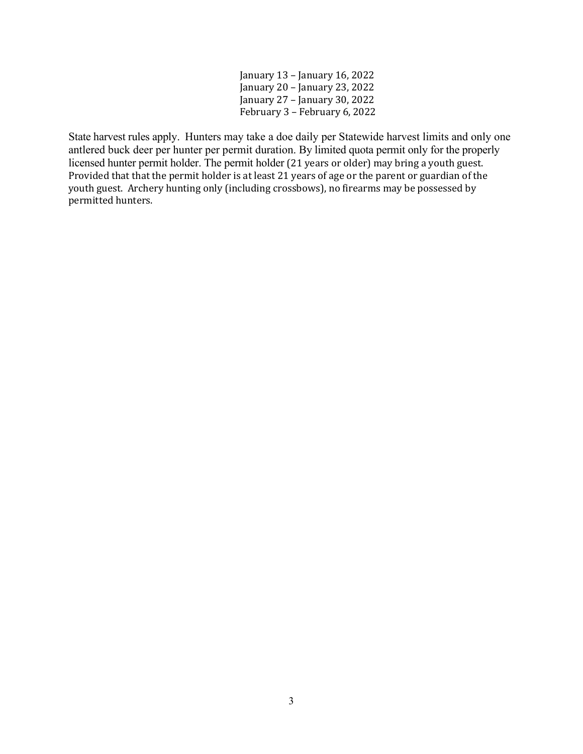January 13 – January 16, 2022
January 20 – January 23, 2022
January 27 – January 30, 2022
February 3 – February 6, 2022

State harvest rules apply. Hunters may take a doe daily per Statewide harvest limits and only one antlered buck deer per hunter per permit duration. By limited quota permit only for the properly licensed hunter permit holder. The permit holder (21 years or older) may bring a youth guest. Provided that that the permit holder is at least 21 years of age or the parent or guardian of the youth guest. Archery hunting only (including crossbows), no firearms may be possessed by permitted hunters.